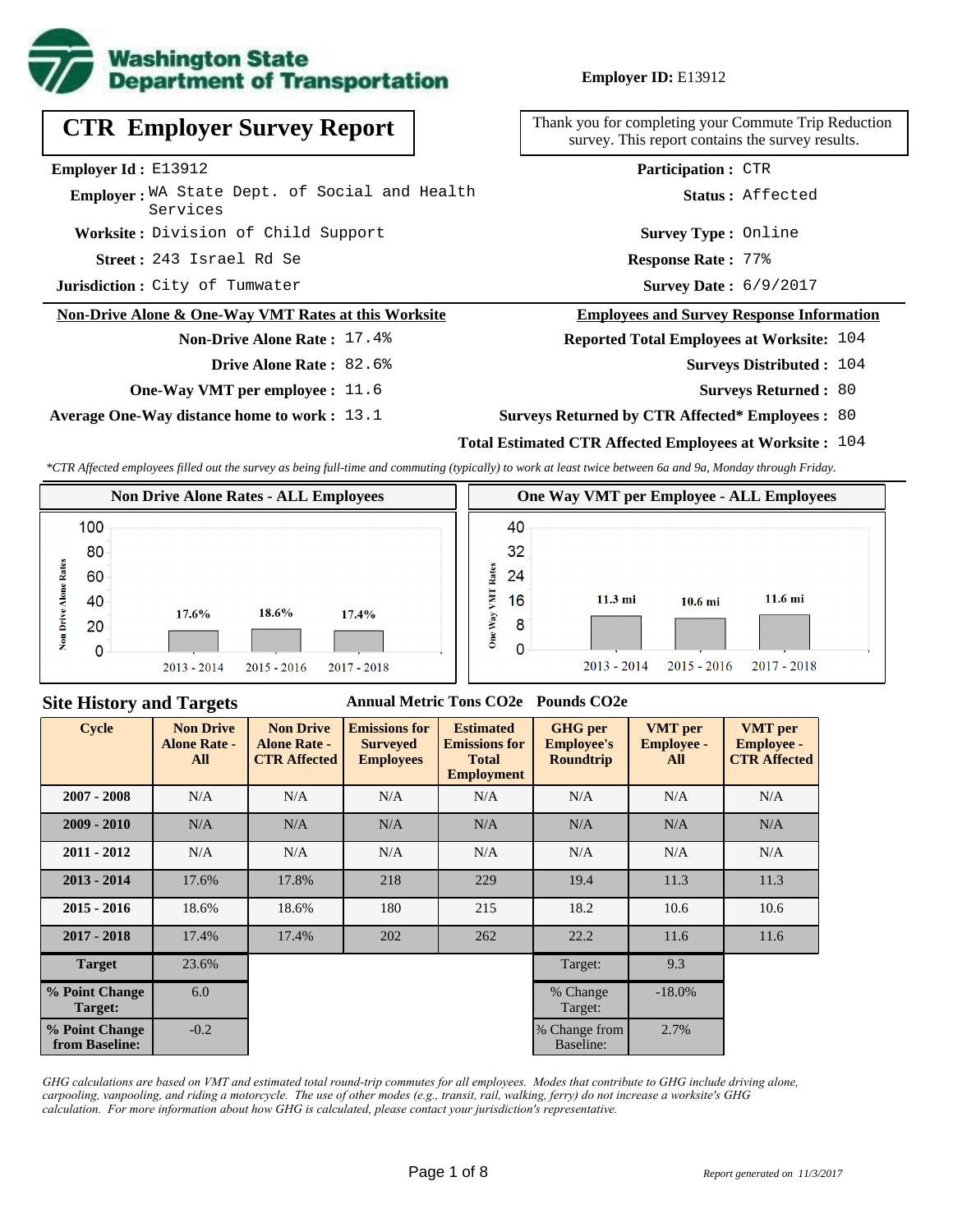Washington State Department of Transportation

**Employer ID:** E13912

# CTR Employer Survey Report

Thank you for completing your Commute Trip Reduction survey. This report contains the survey results.

**Employer Id :** E13912

**Employer :** WA State Dept. of Social and Health Services

**Worksite :** Division of Child Support

**Street :** 243 Israel Rd Se

**Jurisdiction :** City of Tumwater

**Participation :** CTR

**Status :** Affected

**Survey Type :** Online

**Response Rate :** 77%

**Survey Date :** 6/9/2017

## Non-Drive Alone & One-Way VMT Rates at this Worksite

**Non-Drive Alone Rate :** 17.4%

**Drive Alone Rate :** 82.6%

**One-Way VMT per employee :** 11.6

**Average One-Way distance home to work :** 13.1

## Employees and Survey Response Information

**Reported Total Employees at Worksite:** 104

**Surveys Distributed :** 104

**Surveys Returned :** 80

**Surveys Returned by CTR Affected* Employees :** 80

**Total Estimated CTR Affected Employees at Worksite :** 104

*\*CTR Affected employees filled out the survey as being full-time and commuting (typically) to work at least twice between 6a and 9a, Monday through Friday.*

### Non Drive Alone Rates - ALL Employees

| Cycle | Non Drive Alone Rate |
|---|---|
| 2013 - 2014 | 17.6% |
| 2015 - 2016 | 18.6% |
| 2017 - 2018 | 17.4% |

### One Way VMT per Employee - ALL Employees

| Cycle | One Way VMT |
|---|---|
| 2013 - 2014 | 11.3 mi |
| 2015 - 2016 | 10.6 mi |
| 2017 - 2018 | 11.6 mi |

## Site History and Targets

Annual Metric Tons CO2e | Pounds CO2e

| Cycle | Non Drive Alone Rate - All | Non Drive Alone Rate - CTR Affected | Emissions for Surveyed Employees | Estimated Emissions for Total Employment | GHG per Employee's Roundtrip | VMT per Employee - All | VMT per Employee - CTR Affected |
|---|---|---|---|---|---|---|---|
| 2007 - 2008 | N/A | N/A | N/A | N/A | N/A | N/A | N/A |
| 2009 - 2010 | N/A | N/A | N/A | N/A | N/A | N/A | N/A |
| 2011 - 2012 | N/A | N/A | N/A | N/A | N/A | N/A | N/A |
| 2013 - 2014 | 17.6% | 17.8% | 218 | 229 | 19.4 | 11.3 | 11.3 |
| 2015 - 2016 | 18.6% | 18.6% | 180 | 215 | 18.2 | 10.6 | 10.6 |
| 2017 - 2018 | 17.4% | 17.4% | 202 | 262 | 22.2 | 11.6 | 11.6 |
| Target | 23.6% | | | | Target: | 9.3 | |
| % Point Change Target: | 6.0 | | | | % Change Target: | -18.0% | |
| % Point Change from Baseline: | -0.2 | | | | % Change from Baseline: | 2.7% | |

*GHG calculations are based on VMT and estimated total round-trip commutes for all employees. Modes that contribute to GHG include driving alone, carpooling, vanpooling, and riding a motorcycle. The use of other modes (e.g., transit, rail, walking, ferry) do not increase a worksite's GHG calculation. For more information about how GHG is calculated, please contact your jurisdiction's representative.*

*Report generated on 11/3/2017*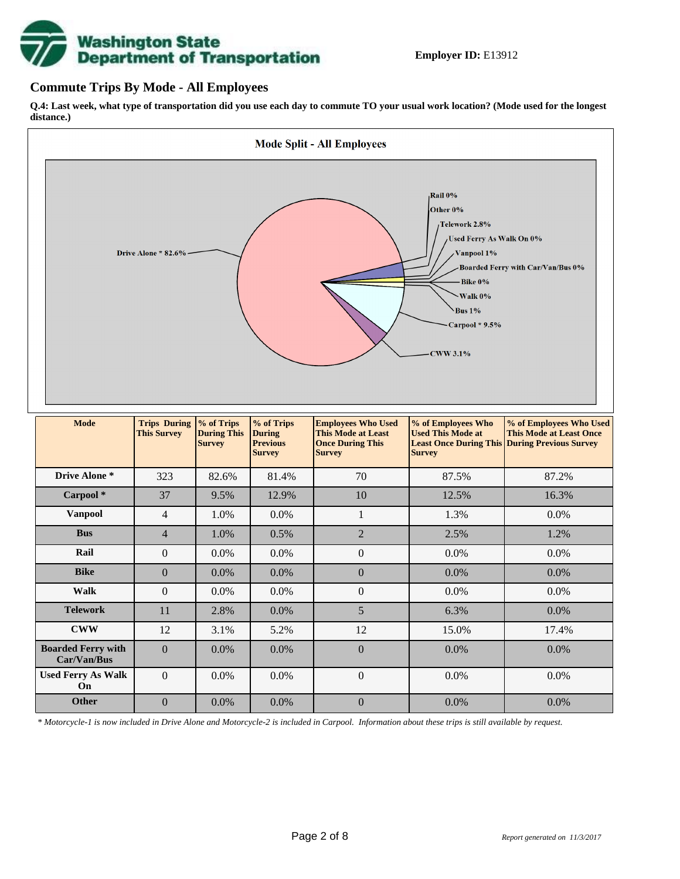**Employer ID:** E13912

## Commute Trips By Mode - All Employees

**Q.4: Last week, what type of transportation did you use each day to commute TO your usual work location? (Mode used for the longest distance.)**

| Mode | Trips During This Survey | % of Trips During This Survey | % of Trips During Previous Survey | Employees Who Used This Mode at Least Once During This Survey | % of Employees Who Used This Mode at Least Once During This Survey | % of Employees Who Used This Mode at Least Once During Previous Survey |
|---|---|---|---|---|---|---|
| Drive Alone * | 323 | 82.6% | 81.4% | 70 | 87.5% | 87.2% |
| Carpool * | 37 | 9.5% | 12.9% | 10 | 12.5% | 16.3% |
| Vanpool | 4 | 1.0% | 0.0% | 1 | 1.3% | 0.0% |
| Bus | 4 | 1.0% | 0.5% | 2 | 2.5% | 1.2% |
| Rail | 0 | 0.0% | 0.0% | 0 | 0.0% | 0.0% |
| Bike | 0 | 0.0% | 0.0% | 0 | 0.0% | 0.0% |
| Walk | 0 | 0.0% | 0.0% | 0 | 0.0% | 0.0% |
| Telework | 11 | 2.8% | 0.0% | 5 | 6.3% | 0.0% |
| CWW | 12 | 3.1% | 5.2% | 12 | 15.0% | 17.4% |
| Boarded Ferry with Car/Van/Bus | 0 | 0.0% | 0.0% | 0 | 0.0% | 0.0% |
| Used Ferry As Walk On | 0 | 0.0% | 0.0% | 0 | 0.0% | 0.0% |
| Other | 0 | 0.0% | 0.0% | 0 | 0.0% | 0.0% |

*\* Motorcycle-1 is now included in Drive Alone and Motorcycle-2 is included in Carpool. Information about these trips is still available by request.*

*Report generated on 11/3/2017*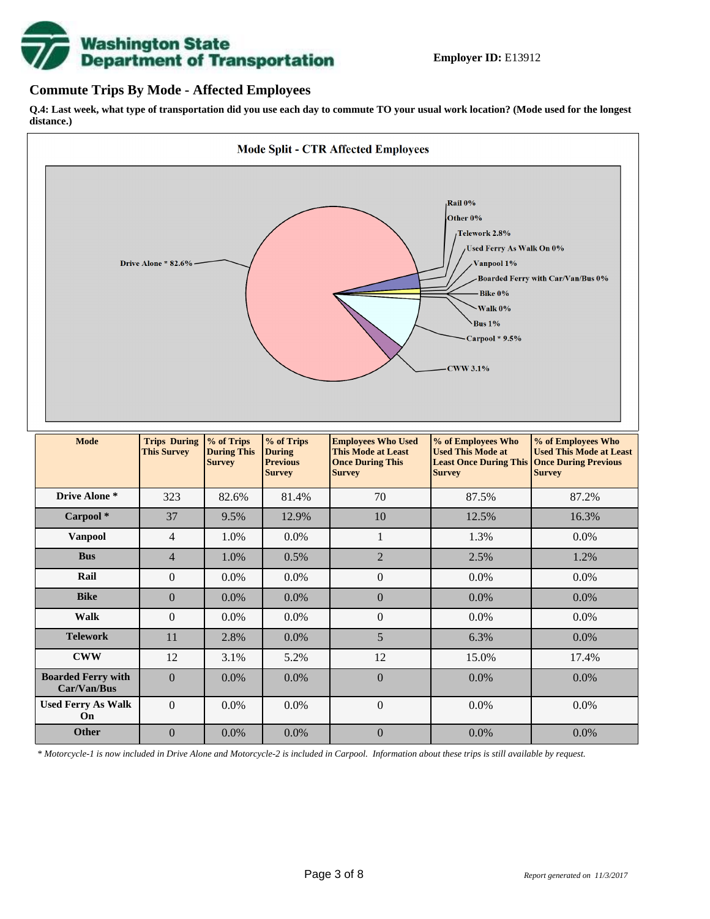**Employer ID:** E13912

## Commute Trips By Mode - Affected Employees

**Q.4: Last week, what type of transportation did you use each day to commute TO your usual work location? (Mode used for the longest distance.)**

**Mode Split - CTR Affected Employees**

Rail 0%
Other 0%
Telework 2.8%
Used Ferry As Walk On 0%
Vanpool 1%
Boarded Ferry with Car/Van/Bus 0%
Bike 0%
Walk 0%
Bus 1%
Carpool * 9.5%
CWW 3.1%
Drive Alone * 82.6%

| Mode | Trips During This Survey | % of Trips During This Survey | % of Trips During Previous Survey | Employees Who Used This Mode at Least Once During This Survey | % of Employees Who Used This Mode at Least Once During This Survey | % of Employees Who Used This Mode at Least Once During Previous Survey |
|---|---|---|---|---|---|---|
| **Drive Alone *** | 323 | 82.6% | 81.4% | 70 | 87.5% | 87.2% |
| **Carpool *** | 37 | 9.5% | 12.9% | 10 | 12.5% | 16.3% |
| **Vanpool** | 4 | 1.0% | 0.0% | 1 | 1.3% | 0.0% |
| **Bus** | 4 | 1.0% | 0.5% | 2 | 2.5% | 1.2% |
| **Rail** | 0 | 0.0% | 0.0% | 0 | 0.0% | 0.0% |
| **Bike** | 0 | 0.0% | 0.0% | 0 | 0.0% | 0.0% |
| **Walk** | 0 | 0.0% | 0.0% | 0 | 0.0% | 0.0% |
| **Telework** | 11 | 2.8% | 0.0% | 5 | 6.3% | 0.0% |
| **CWW** | 12 | 3.1% | 5.2% | 12 | 15.0% | 17.4% |
| **Boarded Ferry with Car/Van/Bus** | 0 | 0.0% | 0.0% | 0 | 0.0% | 0.0% |
| **Used Ferry As Walk On** | 0 | 0.0% | 0.0% | 0 | 0.0% | 0.0% |
| **Other** | 0 | 0.0% | 0.0% | 0 | 0.0% | 0.0% |

*\* Motorcycle-1 is now included in Drive Alone and Motorcycle-2 is included in Carpool. Information about these trips is still available by request.*

*Report generated on 11/3/2017*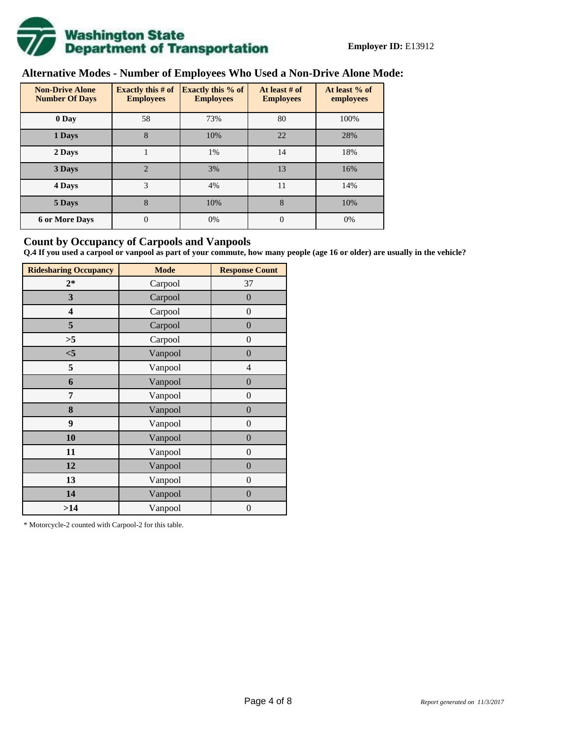**Employer ID:** E13912

## Alternative Modes - Number of Employees Who Used a Non-Drive Alone Mode:

| Non-Drive Alone Number Of Days | Exactly this # of Employees | Exactly this % of Employees | At least # of Employees | At least % of employees |
|---|---|---|---|---|
| 0 Day | 58 | 73% | 80 | 100% |
| 1 Days | 8 | 10% | 22 | 28% |
| 2 Days | 1 | 1% | 14 | 18% |
| 3 Days | 2 | 3% | 13 | 16% |
| 4 Days | 3 | 4% | 11 | 14% |
| 5 Days | 8 | 10% | 8 | 10% |
| 6 or More Days | 0 | 0% | 0 | 0% |

## Count by Occupancy of Carpools and Vanpools

**Q.4 If you used a carpool or vanpool as part of your commute, how many people (age 16 or older) are usually in the vehicle?**

| Ridesharing Occupancy | Mode | Response Count |
|---|---|---|
| 2* | Carpool | 37 |
| 3 | Carpool | 0 |
| 4 | Carpool | 0 |
| 5 | Carpool | 0 |
| >5 | Carpool | 0 |
| <5 | Vanpool | 0 |
| 5 | Vanpool | 4 |
| 6 | Vanpool | 0 |
| 7 | Vanpool | 0 |
| 8 | Vanpool | 0 |
| 9 | Vanpool | 0 |
| 10 | Vanpool | 0 |
| 11 | Vanpool | 0 |
| 12 | Vanpool | 0 |
| 13 | Vanpool | 0 |
| 14 | Vanpool | 0 |
| >14 | Vanpool | 0 |

* Motorcycle-2 counted with Carpool-2 for this table.

*Report generated on 11/3/2017*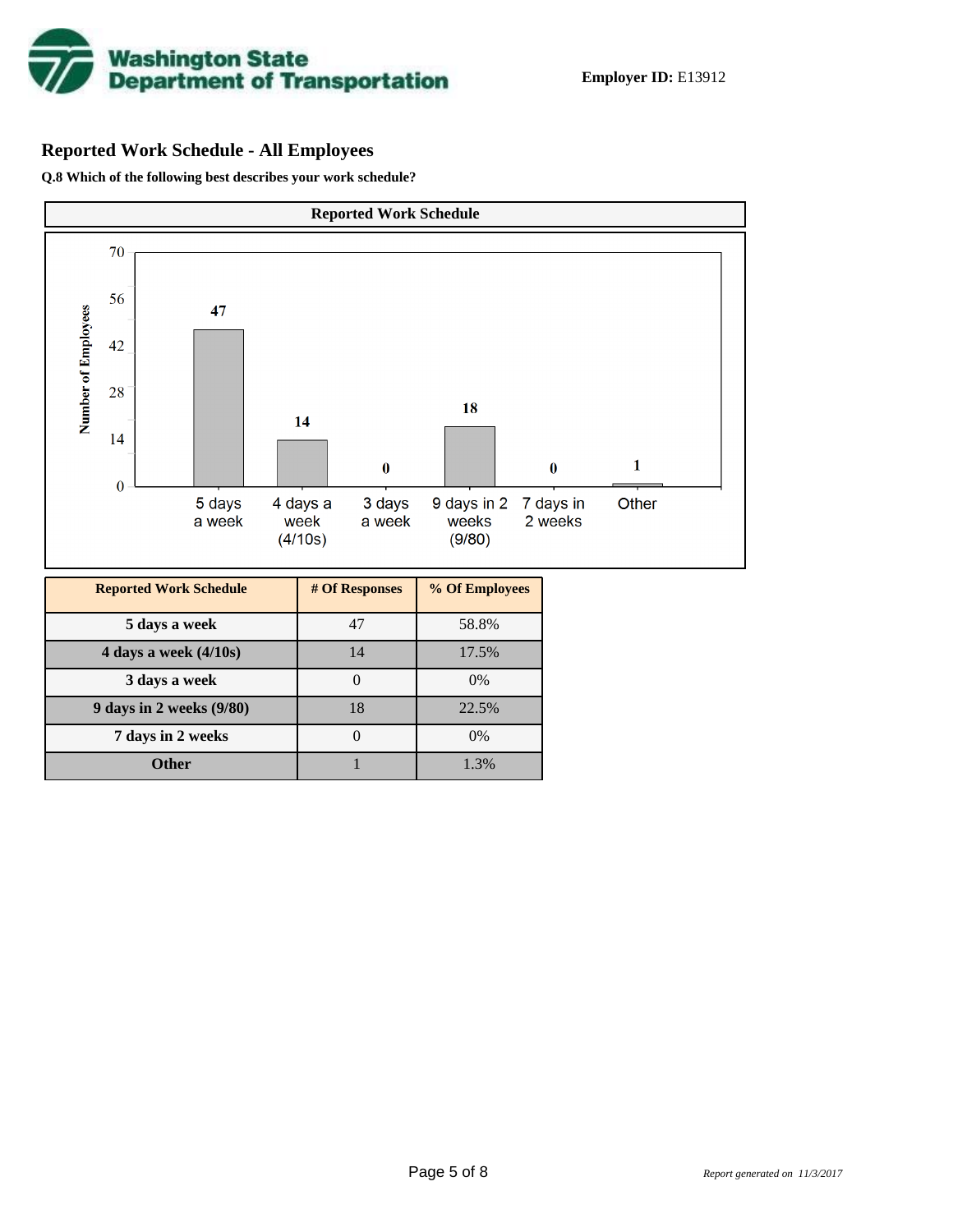**Employer ID:** E13912

## Reported Work Schedule - All Employees

**Q.8 Which of the following best describes your work schedule?**

| Reported Work Schedule | # Of Responses | % Of Employees |
|---|---|---|
| 5 days a week | 47 | 58.8% |
| 4 days a week (4/10s) | 14 | 17.5% |
| 3 days a week | 0 | 0% |
| 9 days in 2 weeks (9/80) | 18 | 22.5% |
| 7 days in 2 weeks | 0 | 0% |
| Other | 1 | 1.3% |

*Report generated on 11/3/2017*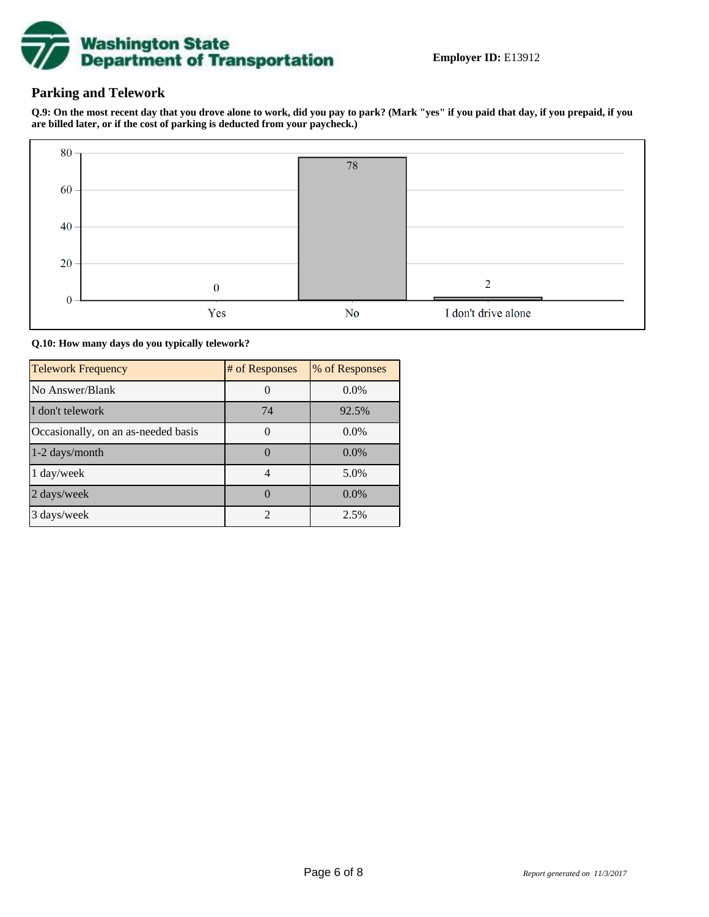**Employer ID:** E13912

## Parking and Telework

**Q.9: On the most recent day that you drove alone to work, did you pay to park? (Mark "yes" if you paid that day, if you prepaid, if you are billed later, or if the cost of parking is deducted from your paycheck.)**

| Response | Count |
|---|---|
| Yes | 0 |
| No | 78 |
| I don't drive alone | 2 |

**Q.10: How many days do you typically telework?**

| Telework Frequency | # of Responses | % of Responses |
|---|---|---|
| No Answer/Blank | 0 | 0.0% |
| I don't telework | 74 | 92.5% |
| Occasionally, on an as-needed basis | 0 | 0.0% |
| 1-2 days/month | 0 | 0.0% |
| 1 day/week | 4 | 5.0% |
| 2 days/week | 0 | 0.0% |
| 3 days/week | 2 | 2.5% |

*Report generated on 11/3/2017*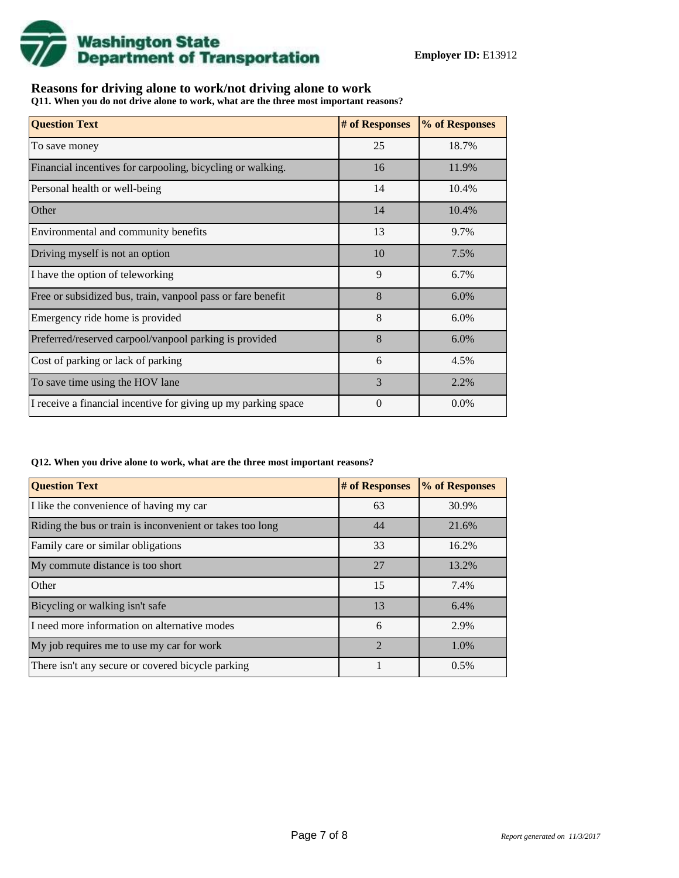**Washington State Department of Transportation**

**Employer ID:** E13912

## Reasons for driving alone to work/not driving alone to work

**Q11. When you do not drive alone to work, what are the three most important reasons?**

| Question Text | # of Responses | % of Responses |
|---|---|---|
| To save money | 25 | 18.7% |
| Financial incentives for carpooling, bicycling or walking. | 16 | 11.9% |
| Personal health or well-being | 14 | 10.4% |
| Other | 14 | 10.4% |
| Environmental and community benefits | 13 | 9.7% |
| Driving myself is not an option | 10 | 7.5% |
| I have the option of teleworking | 9 | 6.7% |
| Free or subsidized bus, train, vanpool pass or fare benefit | 8 | 6.0% |
| Emergency ride home is provided | 8 | 6.0% |
| Preferred/reserved carpool/vanpool parking is provided | 8 | 6.0% |
| Cost of parking or lack of parking | 6 | 4.5% |
| To save time using the HOV lane | 3 | 2.2% |
| I receive a financial incentive for giving up my parking space | 0 | 0.0% |

**Q12. When you drive alone to work, what are the three most important reasons?**

| Question Text | # of Responses | % of Responses |
|---|---|---|
| I like the convenience of having my car | 63 | 30.9% |
| Riding the bus or train is inconvenient or takes too long | 44 | 21.6% |
| Family care or similar obligations | 33 | 16.2% |
| My commute distance is too short | 27 | 13.2% |
| Other | 15 | 7.4% |
| Bicycling or walking isn't safe | 13 | 6.4% |
| I need more information on alternative modes | 6 | 2.9% |
| My job requires me to use my car for work | 2 | 1.0% |
| There isn't any secure or covered bicycle parking | 1 | 0.5% |

*Report generated on 11/3/2017*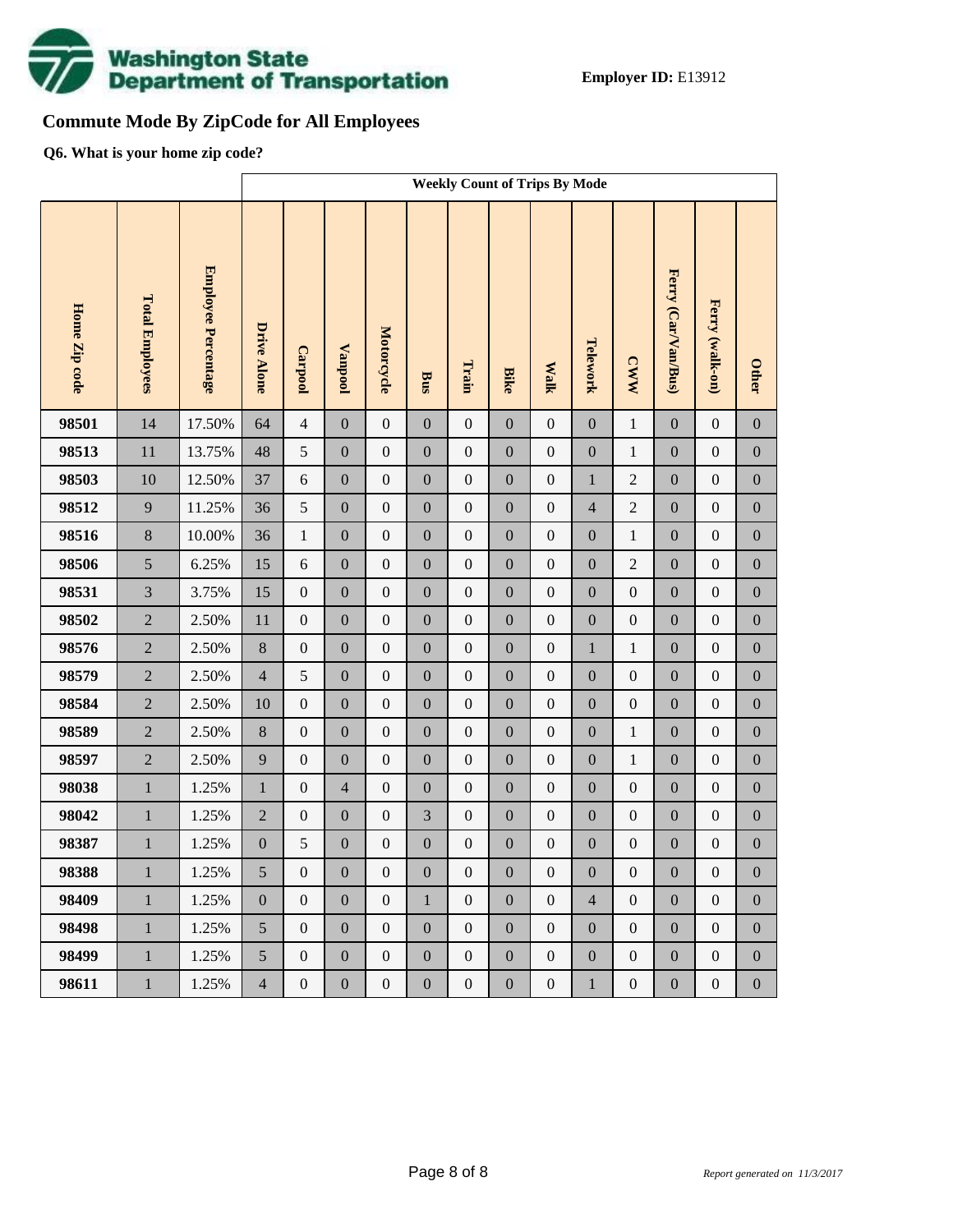**Employer ID:** E13912

## Commute Mode By ZipCode for All Employees

**Q6. What is your home zip code?**

| | | | Weekly Count of Trips By Mode | | | | | | | | | | | | |
|---|---|---|---|---|---|---|---|---|---|---|---|---|---|---|---|
| Home Zip code | Total Employees | Employee Percentage | Drive Alone | Carpool | Vanpool | Motorcycle | Bus | Train | Bike | Walk | Telework | CWW | Ferry (Car/Van/Bus) | Ferry (walk-on) | Other |
| 98501 | 14 | 17.50% | 64 | 4 | 0 | 0 | 0 | 0 | 0 | 0 | 0 | 1 | 0 | 0 | 0 |
| 98513 | 11 | 13.75% | 48 | 5 | 0 | 0 | 0 | 0 | 0 | 0 | 0 | 1 | 0 | 0 | 0 |
| 98503 | 10 | 12.50% | 37 | 6 | 0 | 0 | 0 | 0 | 0 | 0 | 1 | 2 | 0 | 0 | 0 |
| 98512 | 9 | 11.25% | 36 | 5 | 0 | 0 | 0 | 0 | 0 | 0 | 4 | 2 | 0 | 0 | 0 |
| 98516 | 8 | 10.00% | 36 | 1 | 0 | 0 | 0 | 0 | 0 | 0 | 0 | 1 | 0 | 0 | 0 |
| 98506 | 5 | 6.25% | 15 | 6 | 0 | 0 | 0 | 0 | 0 | 0 | 0 | 2 | 0 | 0 | 0 |
| 98531 | 3 | 3.75% | 15 | 0 | 0 | 0 | 0 | 0 | 0 | 0 | 0 | 0 | 0 | 0 | 0 |
| 98502 | 2 | 2.50% | 11 | 0 | 0 | 0 | 0 | 0 | 0 | 0 | 0 | 0 | 0 | 0 | 0 |
| 98576 | 2 | 2.50% | 8 | 0 | 0 | 0 | 0 | 0 | 0 | 0 | 1 | 1 | 0 | 0 | 0 |
| 98579 | 2 | 2.50% | 4 | 5 | 0 | 0 | 0 | 0 | 0 | 0 | 0 | 0 | 0 | 0 | 0 |
| 98584 | 2 | 2.50% | 10 | 0 | 0 | 0 | 0 | 0 | 0 | 0 | 0 | 0 | 0 | 0 | 0 |
| 98589 | 2 | 2.50% | 8 | 0 | 0 | 0 | 0 | 0 | 0 | 0 | 0 | 1 | 0 | 0 | 0 |
| 98597 | 2 | 2.50% | 9 | 0 | 0 | 0 | 0 | 0 | 0 | 0 | 0 | 1 | 0 | 0 | 0 |
| 98038 | 1 | 1.25% | 1 | 0 | 4 | 0 | 0 | 0 | 0 | 0 | 0 | 0 | 0 | 0 | 0 |
| 98042 | 1 | 1.25% | 2 | 0 | 0 | 0 | 3 | 0 | 0 | 0 | 0 | 0 | 0 | 0 | 0 |
| 98387 | 1 | 1.25% | 0 | 5 | 0 | 0 | 0 | 0 | 0 | 0 | 0 | 0 | 0 | 0 | 0 |
| 98388 | 1 | 1.25% | 5 | 0 | 0 | 0 | 0 | 0 | 0 | 0 | 0 | 0 | 0 | 0 | 0 |
| 98409 | 1 | 1.25% | 0 | 0 | 0 | 0 | 1 | 0 | 0 | 0 | 4 | 0 | 0 | 0 | 0 |
| 98498 | 1 | 1.25% | 5 | 0 | 0 | 0 | 0 | 0 | 0 | 0 | 0 | 0 | 0 | 0 | 0 |
| 98499 | 1 | 1.25% | 5 | 0 | 0 | 0 | 0 | 0 | 0 | 0 | 0 | 0 | 0 | 0 | 0 |
| 98611 | 1 | 1.25% | 4 | 0 | 0 | 0 | 0 | 0 | 0 | 0 | 1 | 0 | 0 | 0 | 0 |

*Report generated on 11/3/2017*